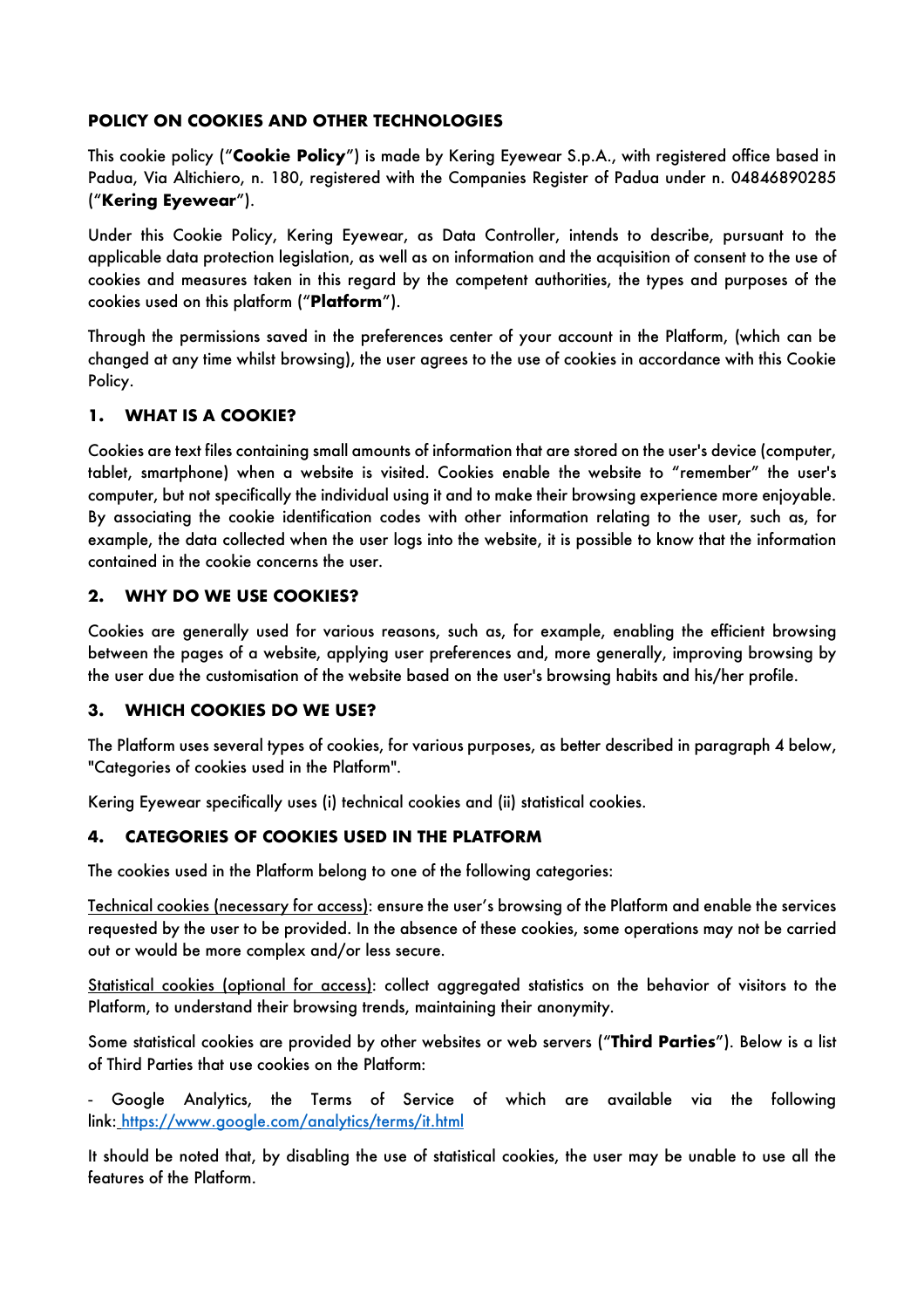# POLICY ON COOKIES AND OTHER TECHNOLOGIES

This cookie policy ("**Cookie Policy**") is made by Kering Eyewear S.p.A., with registered office based in Padua, Via Altichiero, n. 180, registered with the Companies Register of Padua under n. 04846890285 ("**Kering Eyewear**").

Under this Cookie Policy, Kering Eyewear, as Data Controller, intends to describe, pursuant to the applicable data protection legislation, as well as on information and the acquisition of consent to the use of cookies and measures taken in this regard by the competent authorities, the types and purposes of the cookies used on this platform ("**Platform**").

Through the permissions saved in the preferences center of your account in the Platform, (which can be changed at any time whilst browsing), the user agrees to the use of cookies in accordance with this Cookie Policy.

## 1. WHAT IS A COOKIE?

Cookies are text files containing small amounts of information that are stored on the user's device (computer, tablet, smartphone) when a website is visited. Cookies enable the website to "remember" the user's computer, but not specifically the individual using it and to make their browsing experience more enjoyable. By associating the cookie identification codes with other information relating to the user, such as, for example, the data collected when the user logs into the website, it is possible to know that the information contained in the cookie concerns the user.

## 2. WHY DO WE USE COOKIES?

Cookies are generally used for various reasons, such as, for example, enabling the efficient browsing between the pages of a website, applying user preferences and, more generally, improving browsing by the user due the customisation of the website based on the user's browsing habits and his/her profile.

## 3. WHICH COOKIES DO WE USE?

The Platform uses several types of cookies, for various purposes, as better described in paragraph 4 below, "Categories of cookies used in the Platform".

Kering Eyewear specifically uses (i) technical cookies and (ii) statistical cookies.

## 4. CATEGORIES OF COOKIES USED IN THE PLATFORM

The cookies used in the Platform belong to one of the following categories:

<u>Technical cookies (necessary for access)</u>: ensure the user's browsing of the Platform and enable the services requested by the user to be provided. In the absence of these cookies, some operations may not be carried out or would be more complex and/or less secure.

<u>Statistical cookies (optional for access)</u>: collect aggregated statistics on the behavior of visitors to the Platform, to understand their browsing trends, maintaining their anonymity.

Some statistical cookies are provided by other websites or web servers ("**Third Parties**"). Below is a list of Third Parties that use cookies on the Platform:

- Google Analytics, the Terms of Service of which are available via the following link: [https://www.google.com/analytics/terms/it.html](https://www.google.com/analytics/terms/it.html)

It should be noted that, by disabling the use of statistical cookies, the user may be unable to use all the features of the Platform.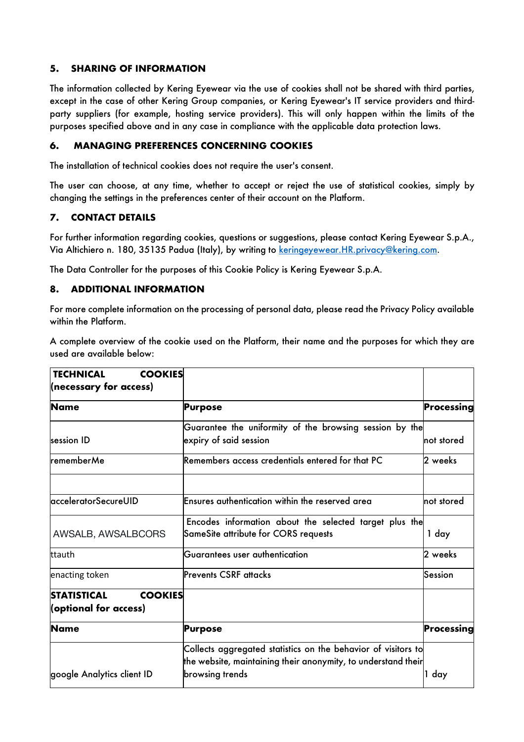## 5. SHARING OF INFORMATION

The information collected by Kering Eyewear via the use of cookies shall not be shared with third parties, except in the case of other Kering Group companies, or Kering Eyewear's IT service providers and third-party suppliers (for example, hosting service providers). This will only happen within the limits of the purposes specified above and in any case in compliance with the applicable data protection laws.

## 6. MANAGING PREFERENCES CONCERNING COOKIES

The installation of technical cookies does not require the user's consent.

The user can choose, at any time, whether to accept or reject the use of statistical cookies, simply by changing the settings in the preferences center of their account on the Platform.

## 7. CONTACT DETAILS

For further information regarding cookies, questions or suggestions, please contact Kering Eyewear S.p.A., Via Altichiero n. 180, 35135 Padua (Italy), by writing to keringeyewear.HR.privacy@kering.com.

The Data Controller for the purposes of this Cookie Policy is Kering Eyewear S.p.A.

## 8. ADDITIONAL INFORMATION

For more complete information on the processing of personal data, please read the Privacy Policy available within the Platform.

A complete overview of the cookie used on the Platform, their name and the purposes for which they are used are available below:

| **TECHNICAL COOKIES (necessary for access)** | | |
|---|---|---|
| **Name** | **Purpose** | **Processing** |
| session ID | Guarantee the uniformity of the browsing session by the expiry of said session | not stored |
| rememberMe | Remembers access credentials entered for that PC | 2 weeks |
| | | |
| acceleratorSecureUID | Ensures authentication within the reserved area | not stored |
| AWSALB, AWSALBCORS | Encodes information about the selected target plus the SameSite attribute for CORS requests | 1 day |
| ttauth | Guarantees user authentication | 2 weeks |
| enacting token | Prevents CSRF attacks | Session |
| **STATISTICAL COOKIES (optional for access)** | | |
| **Name** | **Purpose** | **Processing** |
| google Analytics client ID | Collects aggregated statistics on the behavior of visitors to the website, maintaining their anonymity, to understand their browsing trends | 1 day |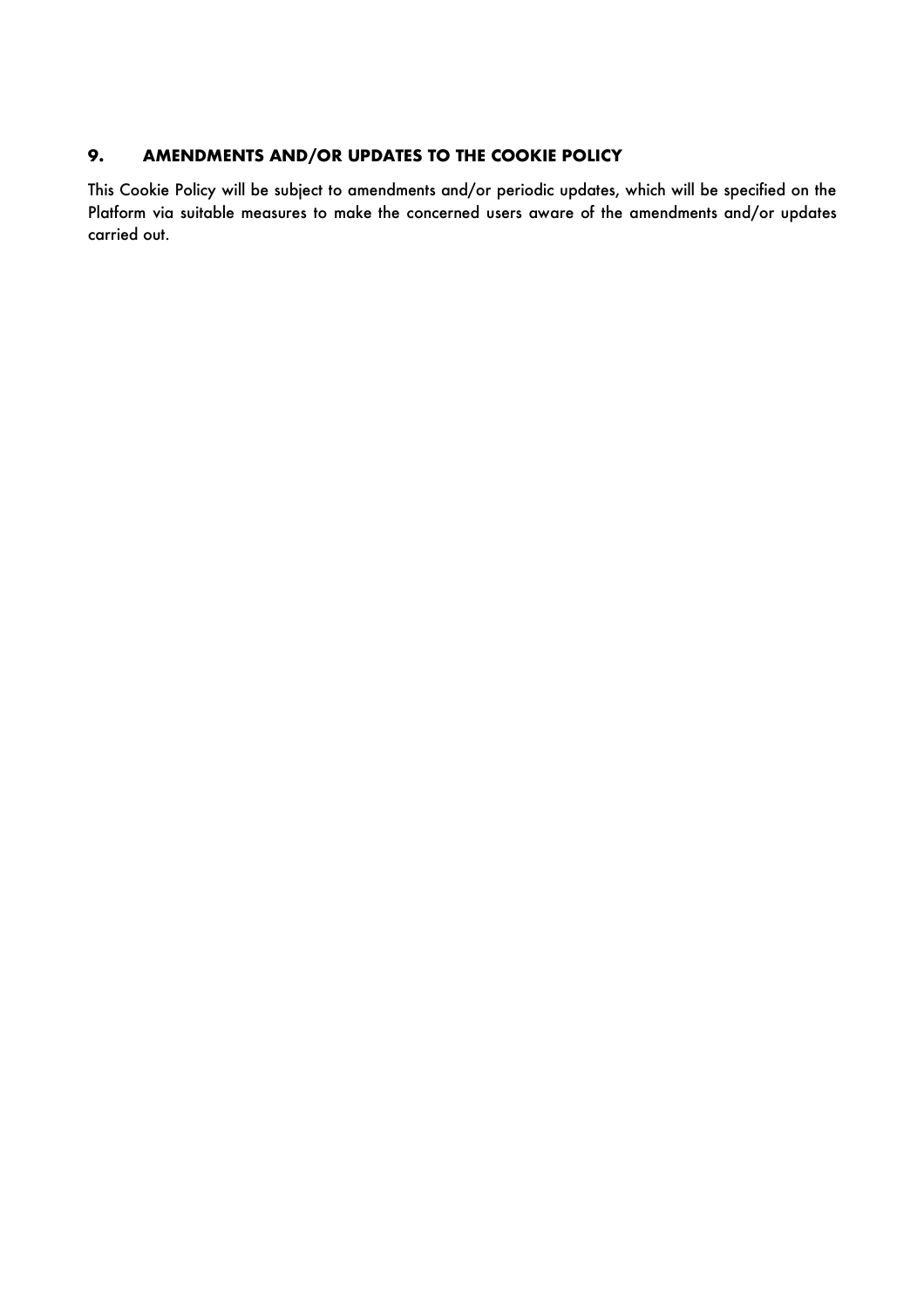## 9. AMENDMENTS AND/OR UPDATES TO THE COOKIE POLICY

This Cookie Policy will be subject to amendments and/or periodic updates, which will be specified on the Platform via suitable measures to make the concerned users aware of the amendments and/or updates carried out.